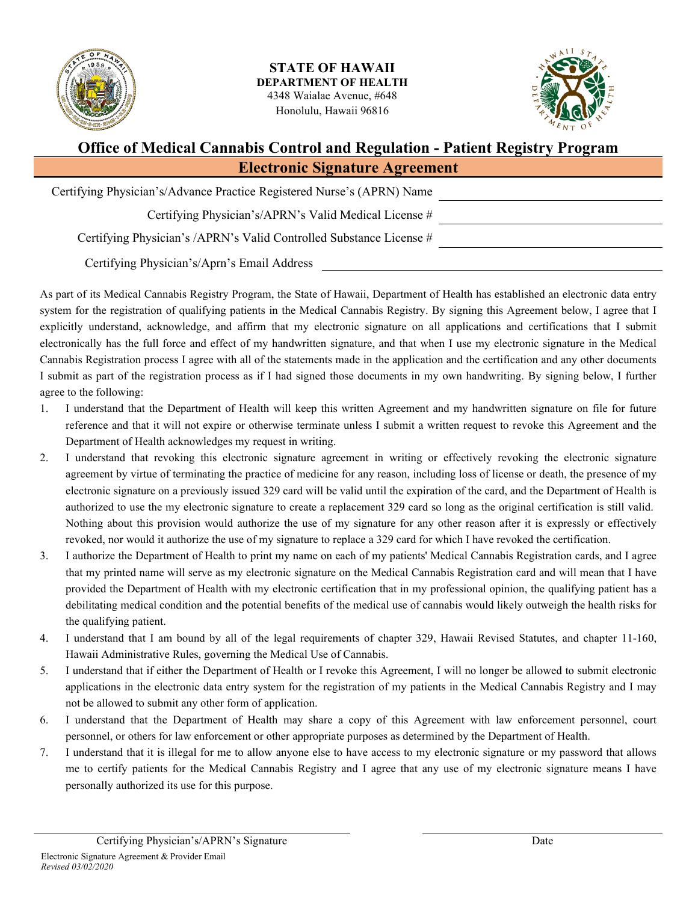**STATE OF HAWAII**
**DEPARTMENT OF HEALTH**
4348 Waialae Avenue, #648
Honolulu, Hawaii 96816

# Office of Medical Cannabis Control and Regulation - Patient Registry Program

## Electronic Signature Agreement

Certifying Physician's/Advance Practice Registered Nurse's (APRN) Name ______________________

Certifying Physician's/APRN's Valid Medical License # ______________________

Certifying Physician's /APRN's Valid Controlled Substance License # ______________________

Certifying Physician's/Aprn's Email Address ______________________

As part of its Medical Cannabis Registry Program, the State of Hawaii, Department of Health has established an electronic data entry system for the registration of qualifying patients in the Medical Cannabis Registry. By signing this Agreement below, I agree that I explicitly understand, acknowledge, and affirm that my electronic signature on all applications and certifications that I submit electronically has the full force and effect of my handwritten signature, and that when I use my electronic signature in the Medical Cannabis Registration process I agree with all of the statements made in the application and the certification and any other documents I submit as part of the registration process as if I had signed those documents in my own handwriting. By signing below, I further agree to the following:

1. I understand that the Department of Health will keep this written Agreement and my handwritten signature on file for future reference and that it will not expire or otherwise terminate unless I submit a written request to revoke this Agreement and the Department of Health acknowledges my request in writing.
2. I understand that revoking this electronic signature agreement in writing or effectively revoking the electronic signature agreement by virtue of terminating the practice of medicine for any reason, including loss of license or death, the presence of my electronic signature on a previously issued 329 card will be valid until the expiration of the card, and the Department of Health is authorized to use the my electronic signature to create a replacement 329 card so long as the original certification is still valid. Nothing about this provision would authorize the use of my signature for any other reason after it is expressly or effectively revoked, nor would it authorize the use of my signature to replace a 329 card for which I have revoked the certification.
3. I authorize the Department of Health to print my name on each of my patients' Medical Cannabis Registration cards, and I agree that my printed name will serve as my electronic signature on the Medical Cannabis Registration card and will mean that I have provided the Department of Health with my electronic certification that in my professional opinion, the qualifying patient has a debilitating medical condition and the potential benefits of the medical use of cannabis would likely outweigh the health risks for the qualifying patient.
4. I understand that I am bound by all of the legal requirements of chapter 329, Hawaii Revised Statutes, and chapter 11-160, Hawaii Administrative Rules, governing the Medical Use of Cannabis.
5. I understand that if either the Department of Health or I revoke this Agreement, I will no longer be allowed to submit electronic applications in the electronic data entry system for the registration of my patients in the Medical Cannabis Registry and I may not be allowed to submit any other form of application.
6. I understand that the Department of Health may share a copy of this Agreement with law enforcement personnel, court personnel, or others for law enforcement or other appropriate purposes as determined by the Department of Health.
7. I understand that it is illegal for me to allow anyone else to have access to my electronic signature or my password that allows me to certify patients for the Medical Cannabis Registry and I agree that any use of my electronic signature means I have personally authorized its use for this purpose.

______________________ Certifying Physician's/APRN's Signature

______________________ Date

Electronic Signature Agreement & Provider Email
*Revised 03/02/2020*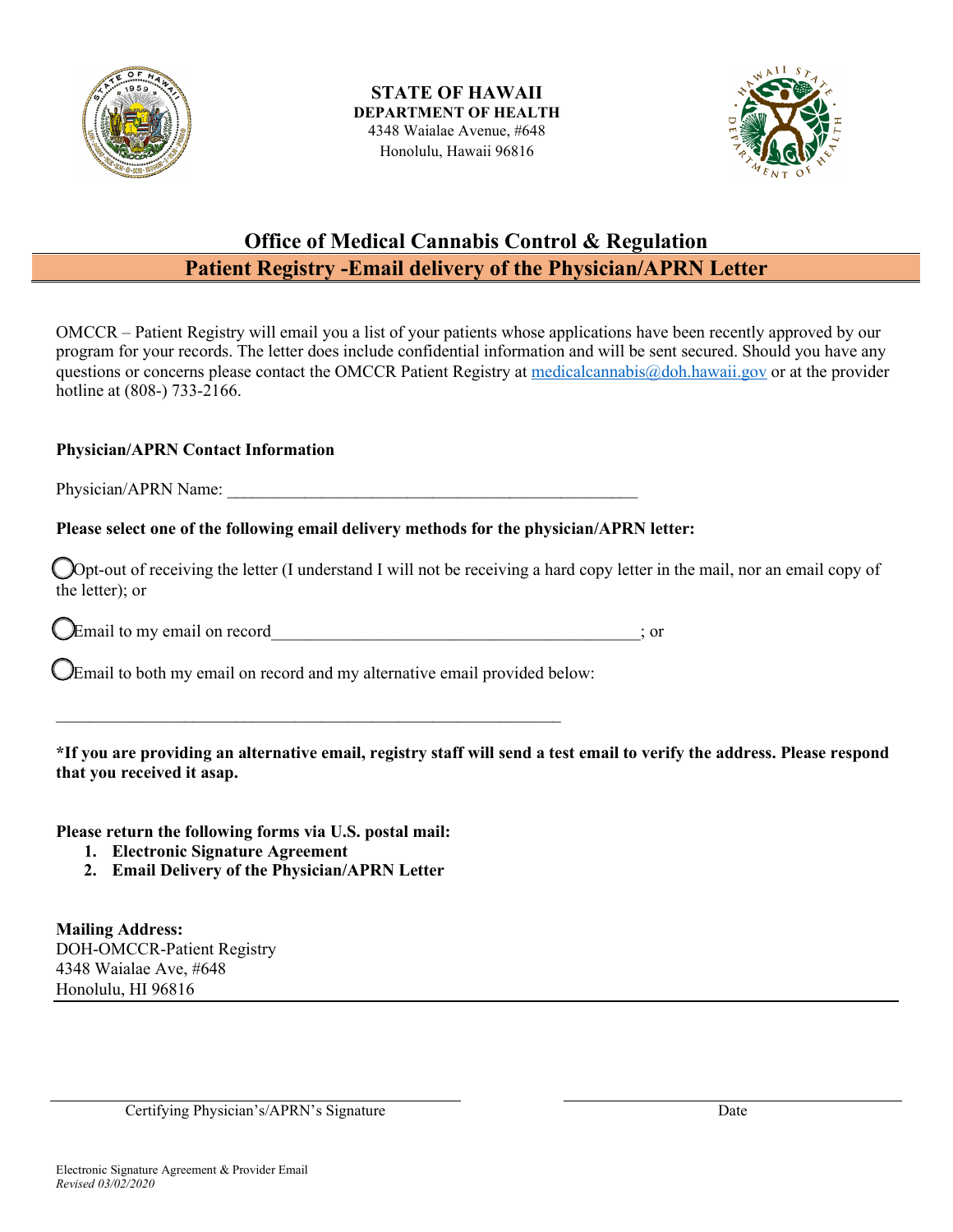**STATE OF HAWAII**
**DEPARTMENT OF HEALTH**
4348 Waialae Avenue, #648
Honolulu, Hawaii 96816

## Office of Medical Cannabis Control & Regulation

## Patient Registry -Email delivery of the Physician/APRN Letter

OMCCR – Patient Registry will email you a list of your patients whose applications have been recently approved by our program for your records. The letter does include confidential information and will be sent secured. Should you have any questions or concerns please contact the OMCCR Patient Registry at medicalcannabis@doh.hawaii.gov or at the provider hotline at (808-) 733-2166.

**Physician/APRN Contact Information**

Physician/APRN Name: __________________________________________________

**Please select one of the following email delivery methods for the physician/APRN letter:**

○ Opt-out of receiving the letter (I understand I will not be receiving a hard copy letter in the mail, nor an email copy of the letter); or

○ Email to my email on record__________________________________________; or

○ Email to both my email on record and my alternative email provided below:

______________________________________________________________

**\*If you are providing an alternative email, registry staff will send a test email to verify the address. Please respond that you received it asap.**

**Please return the following forms via U.S. postal mail:**

1. **Electronic Signature Agreement**
2. **Email Delivery of the Physician/APRN Letter**

**Mailing Address:**
DOH-OMCCR-Patient Registry
4348 Waialae Ave, #648
Honolulu, HI 96816

______________________________________ ______________________
Certifying Physician's/APRN's Signature Date

Electronic Signature Agreement & Provider Email
*Revised 03/02/2020*